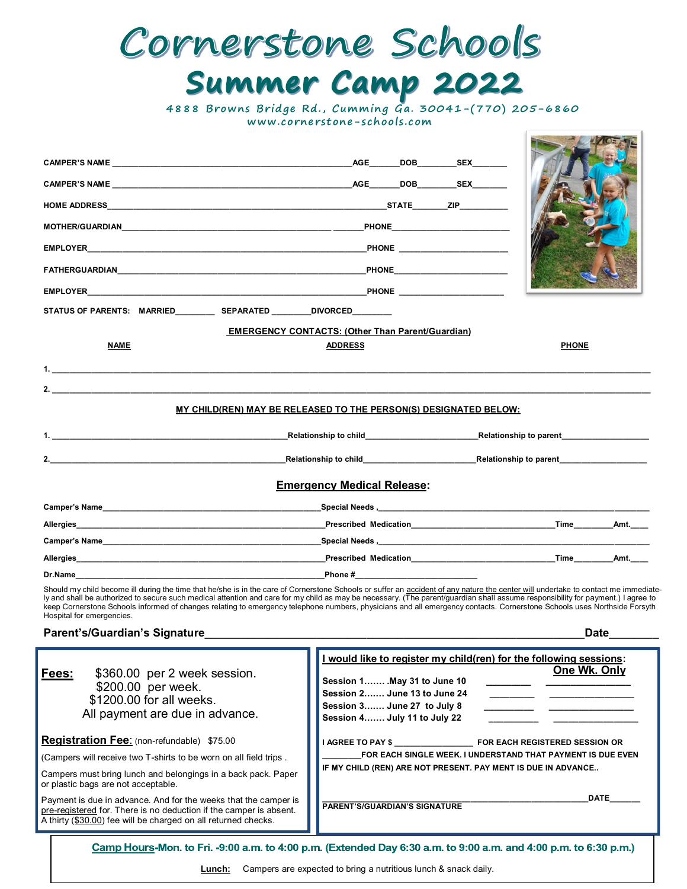# Cornerstone Schools

## Summer Camp 2022

4888 Browns Bridge Rd., Cumming Ga. 30041-(770) 205-6860
www.cornerstone-schools.com

**CAMPER'S NAME** ______________________________ **AGE**______ **DOB**________ **SEX**________

**CAMPER'S NAME** ______________________________ **AGE**______ **DOB**________ **SEX**________

**HOME ADDRESS**______________________________ **STATE**________ **ZIP**__________

**MOTHER/GUARDIAN**______________________________ **PHONE**____________________

**EMPLOYER**______________________________ **PHONE** ____________________

**FATHERGUARDIAN**______________________________ **PHONE**____________________

**EMPLOYER**______________________________ **PHONE** ____________________

**STATUS OF PARENTS: MARRIED**________ **SEPARATED** ________ **DIVORCED**________

**EMERGENCY CONTACTS: (Other Than Parent/Guardian)**

| NAME | ADDRESS | PHONE |
|---|---|---|
| 1. | | |
| 2. | | |

**MY CHILD(REN) MAY BE RELEASED TO THE PERSON(S) DESIGNATED BELOW:**

1. ______________________________ **Relationship to child**____________________ **Relationship to parent**____________________

2. ______________________________ **Relationship to child**____________________ **Relationship to parent**____________________

## Emergency Medical Release:

**Camper's Name**______________________________ **Special Needs ,**______________________________

**Allergies**______________________________ **Prescribed Medication**____________________ **Time**________ **Amt.**____

**Camper's Name**______________________________ **Special Needs ,**______________________________

**Allergies**______________________________ **Prescribed Medication**____________________ **Time**________ **Amt.**____

**Dr.Name**______________________________ **Phone #**____________________

Should my child become ill during the time that he/she is in the care of Cornerstone Schools or suffer an accident of any nature the center will undertake to contact me immediately and shall be authorized to secure such medical attention and care for my child as may be necessary. (The parent/guardian shall assume responsibility for payment.) I agree to keep Cornerstone Schools informed of changes relating to emergency telephone numbers, physicians and all emergency contacts. Cornerstone Schools uses Northside Forsyth Hospital for emergencies.

**Parent's/Guardian's Signature**______________________________ **Date**________

**Fees:** $360.00 per 2 week session.
$200.00 per week.
$1200.00 for all weeks.
All payment are due in advance.

**Registration Fee**: (non-refundable) $75.00

(Campers will receive two T-shirts to be worn on all field trips .

Campers must bring lunch and belongings in a back pack. Paper or plastic bags are not acceptable.

Payment is due in advance. And for the weeks that the camper is pre-registered for. There is no deduction if the camper is absent. A thirty ($30.00) fee will be charged on all returned checks.

**I would like to register my child(ren) for the following sessions:**

| Session | | One Wk. Only |
|---|---|---|
| **Session 1....... .May 31 to June 10** | ________ | ________________ |
| **Session 2....... June 13 to June 24** | ________ | ________________ |
| **Session 3....... June 27 to July 8** | ________ | ________________ |
| **Session 4....... July 11 to July 22** | ________ | ________________ |

**I AGREE TO PAY $ ________________ FOR EACH REGISTERED SESSION OR ________FOR EACH SINGLE WEEK. I UNDERSTAND THAT PAYMENT IS DUE EVEN IF MY CHILD (REN) ARE NOT PRESENT. PAY MENT IS DUE IN ADVANCE..**

______________________________ **DATE**______
**PARENT'S/GUARDIAN'S SIGNATURE**

**Camp Hours-Mon. to Fri. -9:00 a.m. to 4:00 p.m. (Extended Day 6:30 a.m. to 9:00 a.m. and 4:00 p.m. to 6:30 p.m.)**

**Lunch:** Campers are expected to bring a nutritious lunch & snack daily.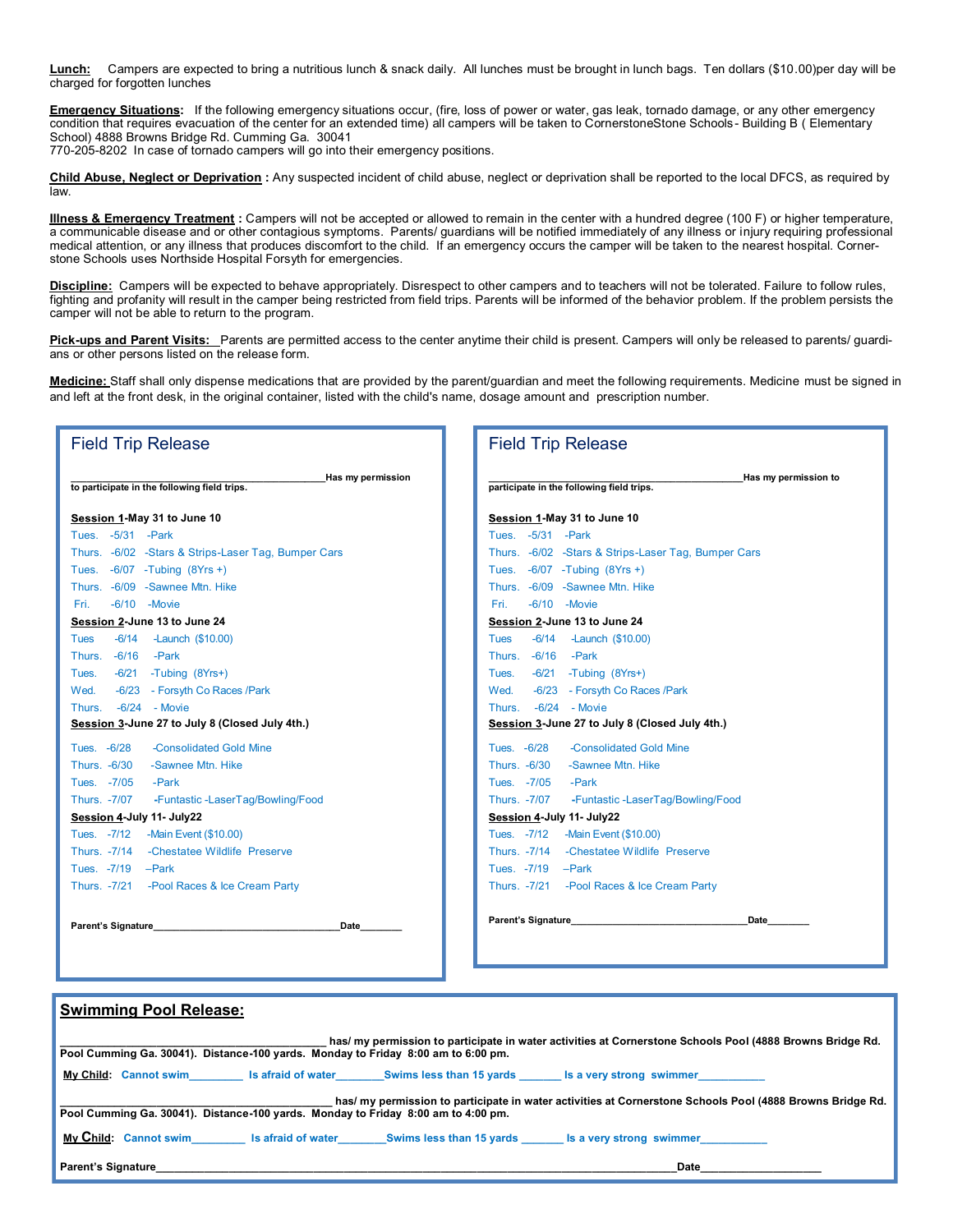**Lunch:** Campers are expected to bring a nutritious lunch & snack daily. All lunches must be brought in lunch bags. Ten dollars ($10.00)per day will be charged for forgotten lunches

**Emergency Situations:** If the following emergency situations occur, (fire, loss of power or water, gas leak, tornado damage, or any other emergency condition that requires evacuation of the center for an extended time) all campers will be taken to CornerstoneStone Schools - Building B ( Elementary School) 4888 Browns Bridge Rd. Cumming Ga. 30041
770-205-8202 In case of tornado campers will go into their emergency positions.

**Child Abuse, Neglect or Deprivation :** Any suspected incident of child abuse, neglect or deprivation shall be reported to the local DFCS, as required by law.

**Illness & Emergency Treatment :** Campers will not be accepted or allowed to remain in the center with a hundred degree (100 F) or higher temperature, a communicable disease and or other contagious symptoms. Parents/ guardians will be notified immediately of any illness or injury requiring professional medical attention, or any illness that produces discomfort to the child. If an emergency occurs the camper will be taken to the nearest hospital. Cornerstone Schools uses Northside Hospital Forsyth for emergencies.

**Discipline:** Campers will be expected to behave appropriately. Disrespect to other campers and to teachers will not be tolerated. Failure to follow rules, fighting and profanity will result in the camper being restricted from field trips. Parents will be informed of the behavior problem. If the problem persists the camper will not be able to return to the program.

**Pick-ups and Parent Visits:** Parents are permitted access to the center anytime their child is present. Campers will only be released to parents/ guardians or other persons listed on the release form.

**Medicine:** Staff shall only dispense medications that are provided by the parent/guardian and meet the following requirements. Medicine must be signed in and left at the front desk, in the original container, listed with the child's name, dosage amount and prescription number.

## Field Trip Release

**________________________________________________Has my permission to participate in the following field trips.**

**Session 1-May 31 to June 10**
Tues. -5/31 -Park
Thurs. -6/02 -Stars & Strips-Laser Tag, Bumper Cars
Tues. -6/07 -Tubing (8Yrs +)
Thurs. -6/09 -Sawnee Mtn. Hike
Fri. -6/10 -Movie

**Session 2-June 13 to June 24**
Tues -6/14 -Launch ($10.00)
Thurs. -6/16 -Park
Tues. -6/21 -Tubing (8Yrs+)
Wed. -6/23 - Forsyth Co Races /Park
Thurs. -6/24 - Movie

**Session 3-June 27 to July 8 (Closed July 4th.)**
Tues. -6/28 -Consolidated Gold Mine
Thurs. -6/30 -Sawnee Mtn. Hike
Tues. -7/05 -Park
Thurs. -7/07 -Funtastic -LaserTag/Bowling/Food

**Session 4-July 11- July22**
Tues. -7/12 -Main Event ($10.00)
Thurs. -7/14 -Chestatee Wildlife Preserve
Tues. -7/19 –Park
Thurs. -7/21 -Pool Races & Ice Cream Party

**Parent's Signature__________________________________Date________**

## Field Trip Release

**________________________________________________Has my permission to participate in the following field trips.**

**Session 1-May 31 to June 10**
Tues. -5/31 -Park
Thurs. -6/02 -Stars & Strips-Laser Tag, Bumper Cars
Tues. -6/07 -Tubing (8Yrs +)
Thurs. -6/09 -Sawnee Mtn. Hike
Fri. -6/10 -Movie

**Session 2-June 13 to June 24**
Tues -6/14 -Launch ($10.00)
Thurs. -6/16 -Park
Tues. -6/21 -Tubing (8Yrs+)
Wed. -6/23 - Forsyth Co Races /Park
Thurs. -6/24 - Movie

**Session 3-June 27 to July 8 (Closed July 4th.)**
Tues. -6/28 -Consolidated Gold Mine
Thurs. -6/30 -Sawnee Mtn. Hike
Tues. -7/05 -Park
Thurs. -7/07 -Funtastic -LaserTag/Bowling/Food

**Session 4-July 11- July22**
Tues. -7/12 -Main Event ($10.00)
Thurs. -7/14 -Chestatee Wildlife Preserve
Tues. -7/19 –Park
Thurs. -7/21 -Pool Races & Ice Cream Party

**Parent's Signature__________________________________Date________**

## Swimming Pool Release:

**____________________________________________ has/ my permission to participate in water activities at Cornerstone Schools Pool (4888 Browns Bridge Rd. Pool Cumming Ga. 30041). Distance-100 yards. Monday to Friday 8:00 am to 6:00 pm.**

**My Child: Cannot swim_________ Is afraid of water________Swims less than 15 yards _______ Is a very strong swimmer___________**

**____________________________________________ has/ my permission to participate in water activities at Cornerstone Schools Pool (4888 Browns Bridge Rd. Pool Cumming Ga. 30041). Distance-100 yards. Monday to Friday 8:00 am to 4:00 pm.**

**My Child: Cannot swim_________ Is afraid of water________Swims less than 15 yards _______ Is a very strong swimmer___________**

**Parent's Signature________________________________________________________________________________Date____________________**